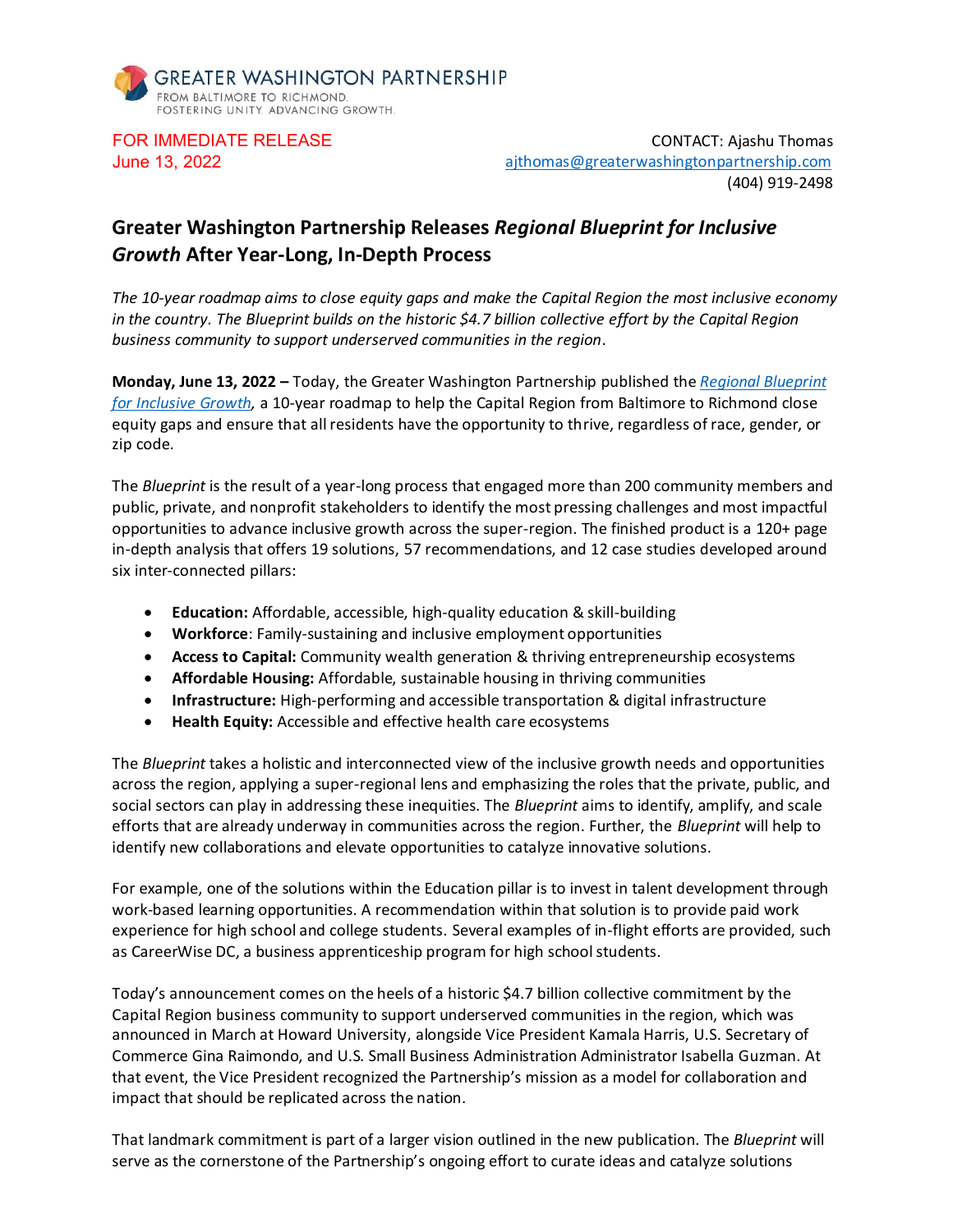GREATER WASHINGTON PARTNERSHIP
FROM BALTIMORE TO RICHMOND.
FOSTERING UNITY. ADVANCING GROWTH.

FOR IMMEDIATE RELEASE
June 13, 2022

CONTACT: Ajashu Thomas
ajthomas@greaterwashingtonpartnership.com
(404) 919-2498

# Greater Washington Partnership Releases *Regional Blueprint for Inclusive Growth* After Year-Long, In-Depth Process

*The 10-year roadmap aims to close equity gaps and make the Capital Region the most inclusive economy in the country. The Blueprint builds on the historic $4.7 billion collective effort by the Capital Region business community to support underserved communities in the region.*

**Monday, June 13, 2022 –** Today, the Greater Washington Partnership published the *Regional Blueprint for Inclusive Growth*, a 10-year roadmap to help the Capital Region from Baltimore to Richmond close equity gaps and ensure that all residents have the opportunity to thrive, regardless of race, gender, or zip code.

The *Blueprint* is the result of a year-long process that engaged more than 200 community members and public, private, and nonprofit stakeholders to identify the most pressing challenges and most impactful opportunities to advance inclusive growth across the super-region. The finished product is a 120+ page in-depth analysis that offers 19 solutions, 57 recommendations, and 12 case studies developed around six inter-connected pillars:

- **Education:** Affordable, accessible, high-quality education & skill-building
- **Workforce**: Family-sustaining and inclusive employment opportunities
- **Access to Capital:** Community wealth generation & thriving entrepreneurship ecosystems
- **Affordable Housing:** Affordable, sustainable housing in thriving communities
- **Infrastructure:** High-performing and accessible transportation & digital infrastructure
- **Health Equity:** Accessible and effective health care ecosystems

The *Blueprint* takes a holistic and interconnected view of the inclusive growth needs and opportunities across the region, applying a super-regional lens and emphasizing the roles that the private, public, and social sectors can play in addressing these inequities. The *Blueprint* aims to identify, amplify, and scale efforts that are already underway in communities across the region. Further, the *Blueprint* will help to identify new collaborations and elevate opportunities to catalyze innovative solutions.

For example, one of the solutions within the Education pillar is to invest in talent development through work-based learning opportunities. A recommendation within that solution is to provide paid work experience for high school and college students. Several examples of in-flight efforts are provided, such as CareerWise DC, a business apprenticeship program for high school students.

Today's announcement comes on the heels of a historic $4.7 billion collective commitment by the Capital Region business community to support underserved communities in the region, which was announced in March at Howard University, alongside Vice President Kamala Harris, U.S. Secretary of Commerce Gina Raimondo, and U.S. Small Business Administration Administrator Isabella Guzman. At that event, the Vice President recognized the Partnership's mission as a model for collaboration and impact that should be replicated across the nation.

That landmark commitment is part of a larger vision outlined in the new publication. The *Blueprint* will serve as the cornerstone of the Partnership's ongoing effort to curate ideas and catalyze solutions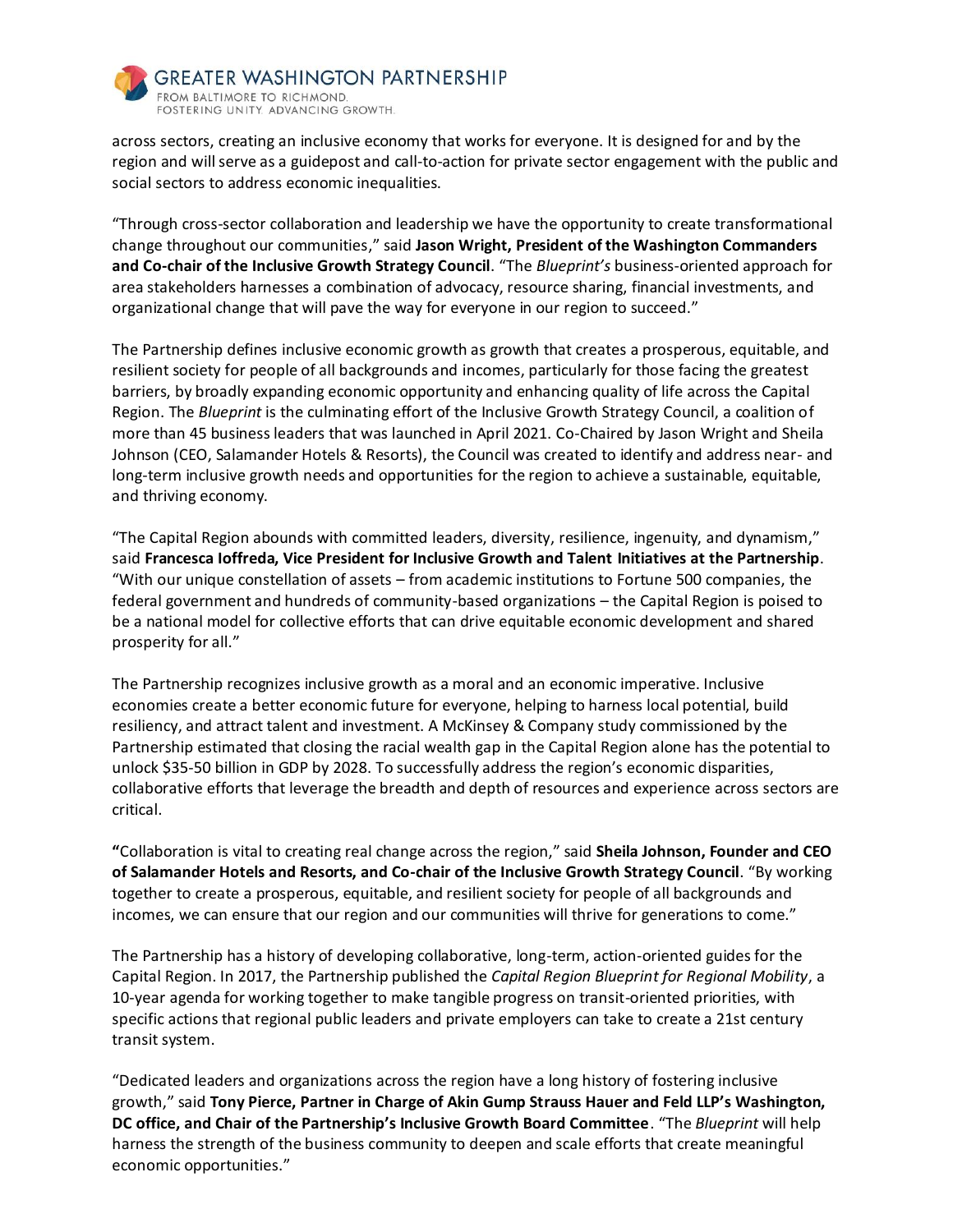across sectors, creating an inclusive economy that works for everyone. It is designed for and by the region and will serve as a guidepost and call-to-action for private sector engagement with the public and social sectors to address economic inequalities.

"Through cross-sector collaboration and leadership we have the opportunity to create transformational change throughout our communities," said **Jason Wright, President of the Washington Commanders and Co-chair of the Inclusive Growth Strategy Council**. "The *Blueprint's* business-oriented approach for area stakeholders harnesses a combination of advocacy, resource sharing, financial investments, and organizational change that will pave the way for everyone in our region to succeed."

The Partnership defines inclusive economic growth as growth that creates a prosperous, equitable, and resilient society for people of all backgrounds and incomes, particularly for those facing the greatest barriers, by broadly expanding economic opportunity and enhancing quality of life across the Capital Region. The *Blueprint* is the culminating effort of the Inclusive Growth Strategy Council, a coalition of more than 45 business leaders that was launched in April 2021. Co-Chaired by Jason Wright and Sheila Johnson (CEO, Salamander Hotels & Resorts), the Council was created to identify and address near- and long-term inclusive growth needs and opportunities for the region to achieve a sustainable, equitable, and thriving economy.

"The Capital Region abounds with committed leaders, diversity, resilience, ingenuity, and dynamism," said **Francesca Ioffreda, Vice President for Inclusive Growth and Talent Initiatives at the Partnership**. "With our unique constellation of assets – from academic institutions to Fortune 500 companies, the federal government and hundreds of community-based organizations – the Capital Region is poised to be a national model for collective efforts that can drive equitable economic development and shared prosperity for all."

The Partnership recognizes inclusive growth as a moral and an economic imperative. Inclusive economies create a better economic future for everyone, helping to harness local potential, build resiliency, and attract talent and investment. A McKinsey & Company study commissioned by the Partnership estimated that closing the racial wealth gap in the Capital Region alone has the potential to unlock $35-50 billion in GDP by 2028. To successfully address the region's economic disparities, collaborative efforts that leverage the breadth and depth of resources and experience across sectors are critical.

"Collaboration is vital to creating real change across the region," said **Sheila Johnson, Founder and CEO of Salamander Hotels and Resorts, and Co-chair of the Inclusive Growth Strategy Council**. "By working together to create a prosperous, equitable, and resilient society for people of all backgrounds and incomes, we can ensure that our region and our communities will thrive for generations to come."

The Partnership has a history of developing collaborative, long-term, action-oriented guides for the Capital Region. In 2017, the Partnership published the *Capital Region Blueprint for Regional Mobility*, a 10-year agenda for working together to make tangible progress on transit-oriented priorities, with specific actions that regional public leaders and private employers can take to create a 21st century transit system.

"Dedicated leaders and organizations across the region have a long history of fostering inclusive growth," said **Tony Pierce, Partner in Charge of Akin Gump Strauss Hauer and Feld LLP's Washington, DC office, and Chair of the Partnership's Inclusive Growth Board Committee**. "The *Blueprint* will help harness the strength of the business community to deepen and scale efforts that create meaningful economic opportunities."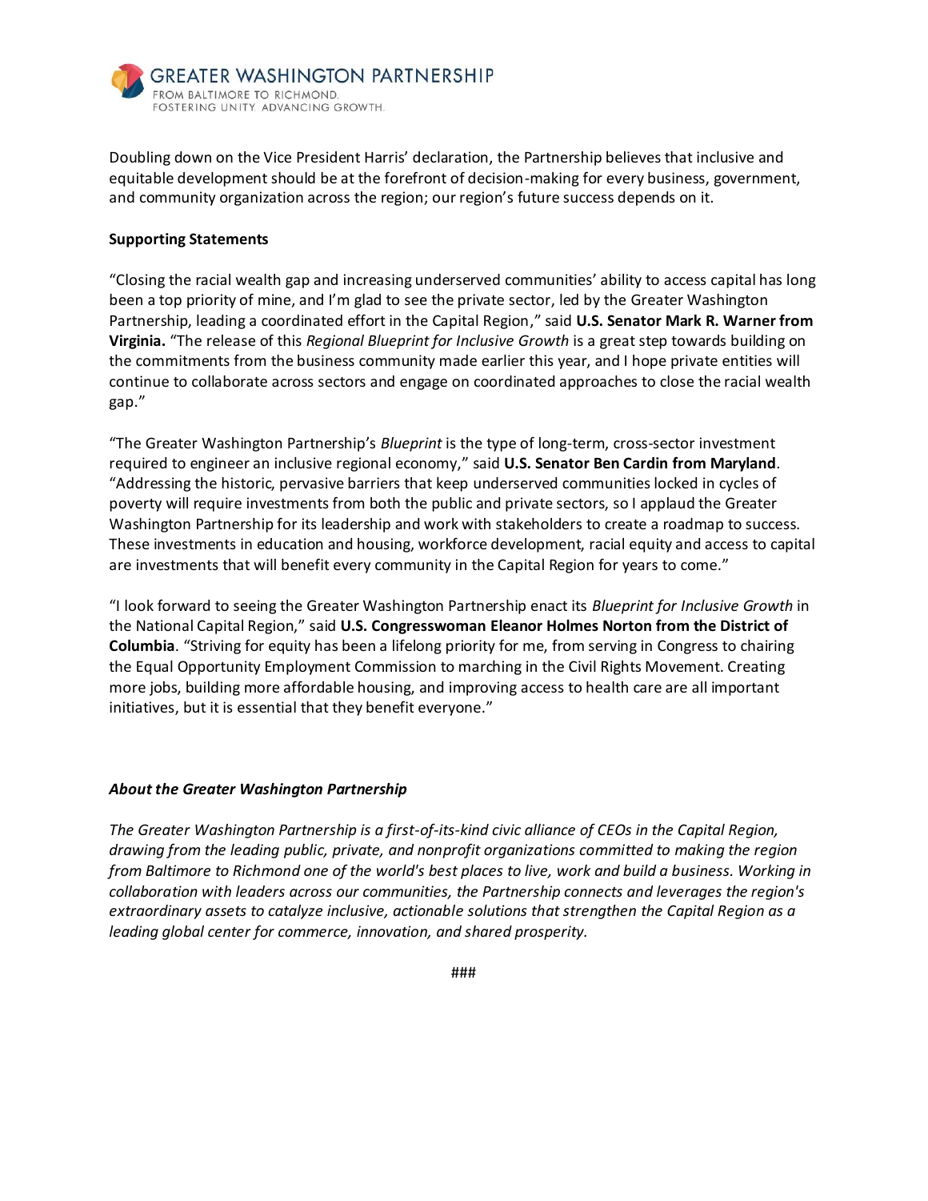Doubling down on the Vice President Harris' declaration, the Partnership believes that inclusive and equitable development should be at the forefront of decision-making for every business, government, and community organization across the region; our region's future success depends on it.

**Supporting Statements**

"Closing the racial wealth gap and increasing underserved communities' ability to access capital has long been a top priority of mine, and I'm glad to see the private sector, led by the Greater Washington Partnership, leading a coordinated effort in the Capital Region," said **U.S. Senator Mark R. Warner from Virginia.** "The release of this *Regional Blueprint for Inclusive Growth* is a great step towards building on the commitments from the business community made earlier this year, and I hope private entities will continue to collaborate across sectors and engage on coordinated approaches to close the racial wealth gap."

"The Greater Washington Partnership's *Blueprint* is the type of long-term, cross-sector investment required to engineer an inclusive regional economy," said **U.S. Senator Ben Cardin from Maryland**. "Addressing the historic, pervasive barriers that keep underserved communities locked in cycles of poverty will require investments from both the public and private sectors, so I applaud the Greater Washington Partnership for its leadership and work with stakeholders to create a roadmap to success. These investments in education and housing, workforce development, racial equity and access to capital are investments that will benefit every community in the Capital Region for years to come."

"I look forward to seeing the Greater Washington Partnership enact its *Blueprint for Inclusive Growth* in the National Capital Region," said **U.S. Congresswoman Eleanor Holmes Norton from the District of Columbia**. "Striving for equity has been a lifelong priority for me, from serving in Congress to chairing the Equal Opportunity Employment Commission to marching in the Civil Rights Movement. Creating more jobs, building more affordable housing, and improving access to health care are all important initiatives, but it is essential that they benefit everyone."

***About the Greater Washington Partnership***

*The Greater Washington Partnership is a first-of-its-kind civic alliance of CEOs in the Capital Region, drawing from the leading public, private, and nonprofit organizations committed to making the region from Baltimore to Richmond one of the world's best places to live, work and build a business. Working in collaboration with leaders across our communities, the Partnership connects and leverages the region's extraordinary assets to catalyze inclusive, actionable solutions that strengthen the Capital Region as a leading global center for commerce, innovation, and shared prosperity.*

###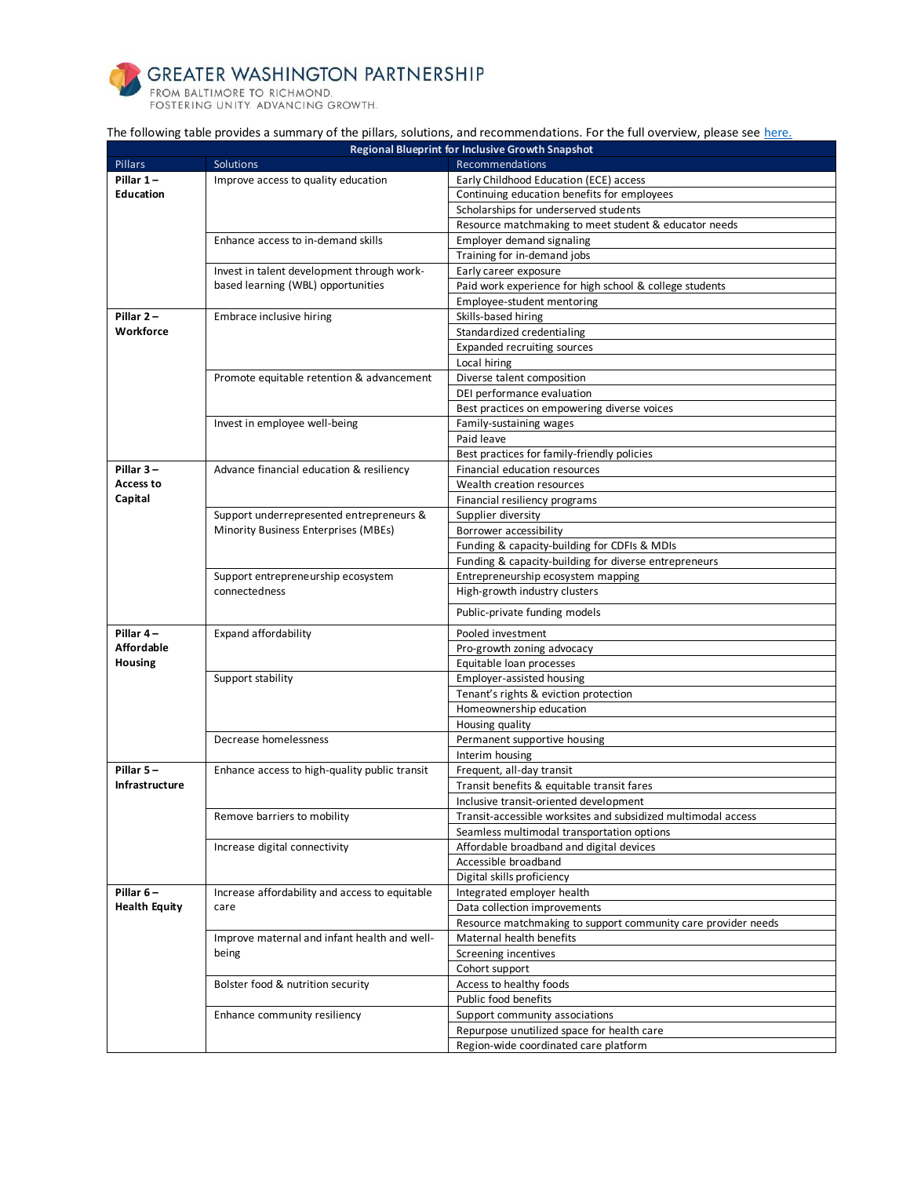# GREATER WASHINGTON PARTNERSHIP

FROM BALTIMORE TO RICHMOND.
FOSTERING UNITY. ADVANCING GROWTH.

The following table provides a summary of the pillars, solutions, and recommendations. For the full overview, please see here.

**Regional Blueprint for Inclusive Growth Snapshot**

| Pillars | Solutions | Recommendations |
|---|---|---|
| **Pillar 1 – Education** | Improve access to quality education | Early Childhood Education (ECE) access |
| | | Continuing education benefits for employees |
| | | Scholarships for underserved students |
| | | Resource matchmaking to meet student & educator needs |
| | Enhance access to in-demand skills | Employer demand signaling |
| | | Training for in-demand jobs |
| | Invest in talent development through work-based learning (WBL) opportunities | Early career exposure |
| | | Paid work experience for high school & college students |
| | | Employee-student mentoring |
| **Pillar 2 – Workforce** | Embrace inclusive hiring | Skills-based hiring |
| | | Standardized credentialing |
| | | Expanded recruiting sources |
| | | Local hiring |
| | Promote equitable retention & advancement | Diverse talent composition |
| | | DEI performance evaluation |
| | | Best practices on empowering diverse voices |
| | Invest in employee well-being | Family-sustaining wages |
| | | Paid leave |
| | | Best practices for family-friendly policies |
| **Pillar 3 – Access to Capital** | Advance financial education & resiliency | Financial education resources |
| | | Wealth creation resources |
| | | Financial resiliency programs |
| | Support underrepresented entrepreneurs & Minority Business Enterprises (MBEs) | Supplier diversity |
| | | Borrower accessibility |
| | | Funding & capacity-building for CDFIs & MDIs |
| | | Funding & capacity-building for diverse entrepreneurs |
| | Support entrepreneurship ecosystem connectedness | Entrepreneurship ecosystem mapping |
| | | High-growth industry clusters |
| | | Public-private funding models |
| **Pillar 4 – Affordable Housing** | Expand affordability | Pooled investment |
| | | Pro-growth zoning advocacy |
| | | Equitable loan processes |
| | Support stability | Employer-assisted housing |
| | | Tenant's rights & eviction protection |
| | | Homeownership education |
| | | Housing quality |
| | Decrease homelessness | Permanent supportive housing |
| | | Interim housing |
| **Pillar 5 – Infrastructure** | Enhance access to high-quality public transit | Frequent, all-day transit |
| | | Transit benefits & equitable transit fares |
| | | Inclusive transit-oriented development |
| | Remove barriers to mobility | Transit-accessible worksites and subsidized multimodal access |
| | | Seamless multimodal transportation options |
| | Increase digital connectivity | Affordable broadband and digital devices |
| | | Accessible broadband |
| | | Digital skills proficiency |
| **Pillar 6 – Health Equity** | Increase affordability and access to equitable care | Integrated employer health |
| | | Data collection improvements |
| | | Resource matchmaking to support community care provider needs |
| | Improve maternal and infant health and well-being | Maternal health benefits |
| | | Screening incentives |
| | | Cohort support |
| | Bolster food & nutrition security | Access to healthy foods |
| | | Public food benefits |
| | Enhance community resiliency | Support community associations |
| | | Repurpose unutilized space for health care |
| | | Region-wide coordinated care platform |